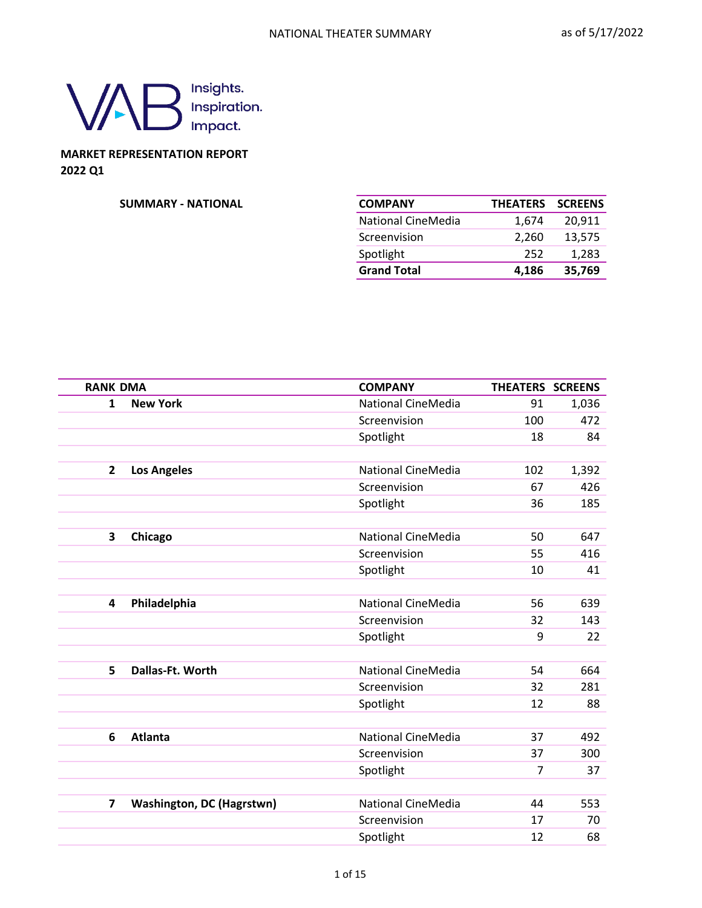NATIONAL THEATER SUMMARY

as of 5/17/2022

VAB Insights. Inspiration. Impact.

**MARKET REPRESENTATION REPORT**
**2022 Q1**

**SUMMARY - NATIONAL**

| COMPANY | THEATERS | SCREENS |
|---|---|---|
| National CineMedia | 1,674 | 20,911 |
| Screenvision | 2,260 | 13,575 |
| Spotlight | 252 | 1,283 |
| **Grand Total** | **4,186** | **35,769** |

| RANK | DMA | COMPANY | THEATERS | SCREENS |
|---|---|---|---|---|
| 1 | **New York** | National CineMedia | 91 | 1,036 |
| | | Screenvision | 100 | 472 |
| | | Spotlight | 18 | 84 |
| 2 | **Los Angeles** | National CineMedia | 102 | 1,392 |
| | | Screenvision | 67 | 426 |
| | | Spotlight | 36 | 185 |
| 3 | **Chicago** | National CineMedia | 50 | 647 |
| | | Screenvision | 55 | 416 |
| | | Spotlight | 10 | 41 |
| 4 | **Philadelphia** | National CineMedia | 56 | 639 |
| | | Screenvision | 32 | 143 |
| | | Spotlight | 9 | 22 |
| 5 | **Dallas-Ft. Worth** | National CineMedia | 54 | 664 |
| | | Screenvision | 32 | 281 |
| | | Spotlight | 12 | 88 |
| 6 | **Atlanta** | National CineMedia | 37 | 492 |
| | | Screenvision | 37 | 300 |
| | | Spotlight | 7 | 37 |
| 7 | **Washington, DC (Hagrstwn)** | National CineMedia | 44 | 553 |
| | | Screenvision | 17 | 70 |
| | | Spotlight | 12 | 68 |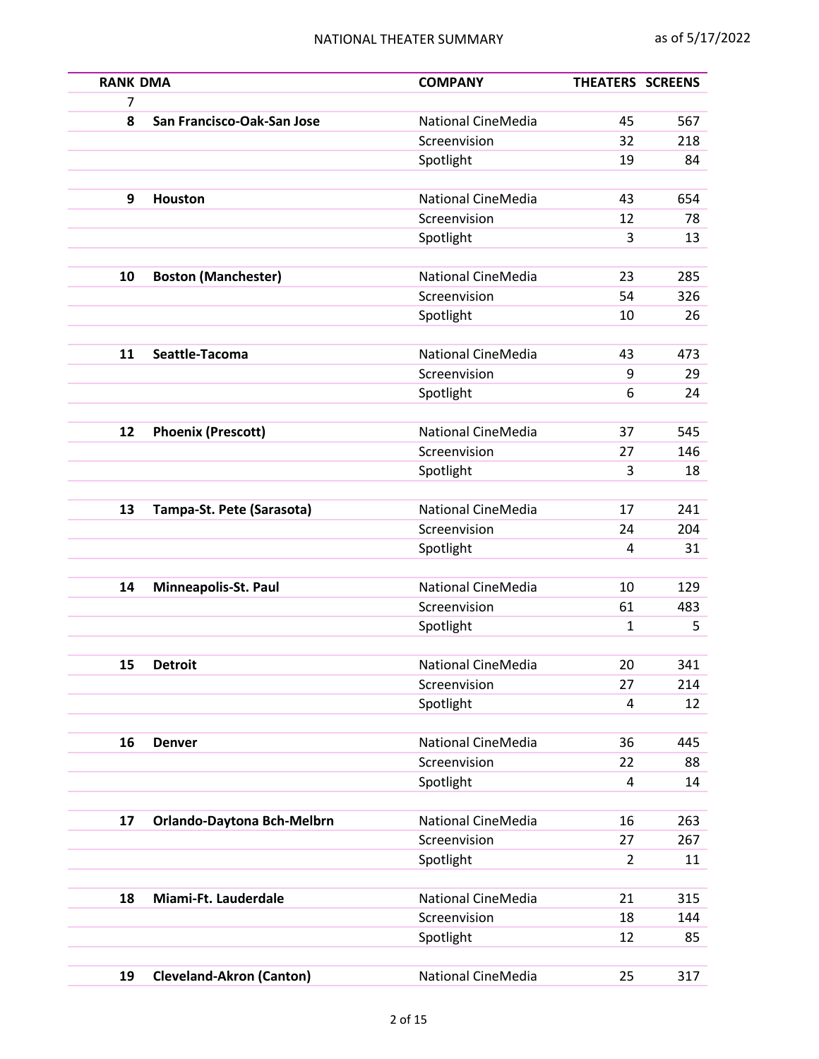| RANK | DMA | COMPANY | THEATERS | SCREENS |
|---|---|---|---|---|
| 7 | | | | |
| 8 | **San Francisco-Oak-San Jose** | National CineMedia | 45 | 567 |
| | | Screenvision | 32 | 218 |
| | | Spotlight | 19 | 84 |
| | | | | |
| 9 | **Houston** | National CineMedia | 43 | 654 |
| | | Screenvision | 12 | 78 |
| | | Spotlight | 3 | 13 |
| | | | | |
| 10 | **Boston (Manchester)** | National CineMedia | 23 | 285 |
| | | Screenvision | 54 | 326 |
| | | Spotlight | 10 | 26 |
| | | | | |
| 11 | **Seattle-Tacoma** | National CineMedia | 43 | 473 |
| | | Screenvision | 9 | 29 |
| | | Spotlight | 6 | 24 |
| | | | | |
| 12 | **Phoenix (Prescott)** | National CineMedia | 37 | 545 |
| | | Screenvision | 27 | 146 |
| | | Spotlight | 3 | 18 |
| | | | | |
| 13 | **Tampa-St. Pete (Sarasota)** | National CineMedia | 17 | 241 |
| | | Screenvision | 24 | 204 |
| | | Spotlight | 4 | 31 |
| | | | | |
| 14 | **Minneapolis-St. Paul** | National CineMedia | 10 | 129 |
| | | Screenvision | 61 | 483 |
| | | Spotlight | 1 | 5 |
| | | | | |
| 15 | **Detroit** | National CineMedia | 20 | 341 |
| | | Screenvision | 27 | 214 |
| | | Spotlight | 4 | 12 |
| | | | | |
| 16 | **Denver** | National CineMedia | 36 | 445 |
| | | Screenvision | 22 | 88 |
| | | Spotlight | 4 | 14 |
| | | | | |
| 17 | **Orlando-Daytona Bch-Melbrn** | National CineMedia | 16 | 263 |
| | | Screenvision | 27 | 267 |
| | | Spotlight | 2 | 11 |
| | | | | |
| 18 | **Miami-Ft. Lauderdale** | National CineMedia | 21 | 315 |
| | | Screenvision | 18 | 144 |
| | | Spotlight | 12 | 85 |
| | | | | |
| 19 | **Cleveland-Akron (Canton)** | National CineMedia | 25 | 317 |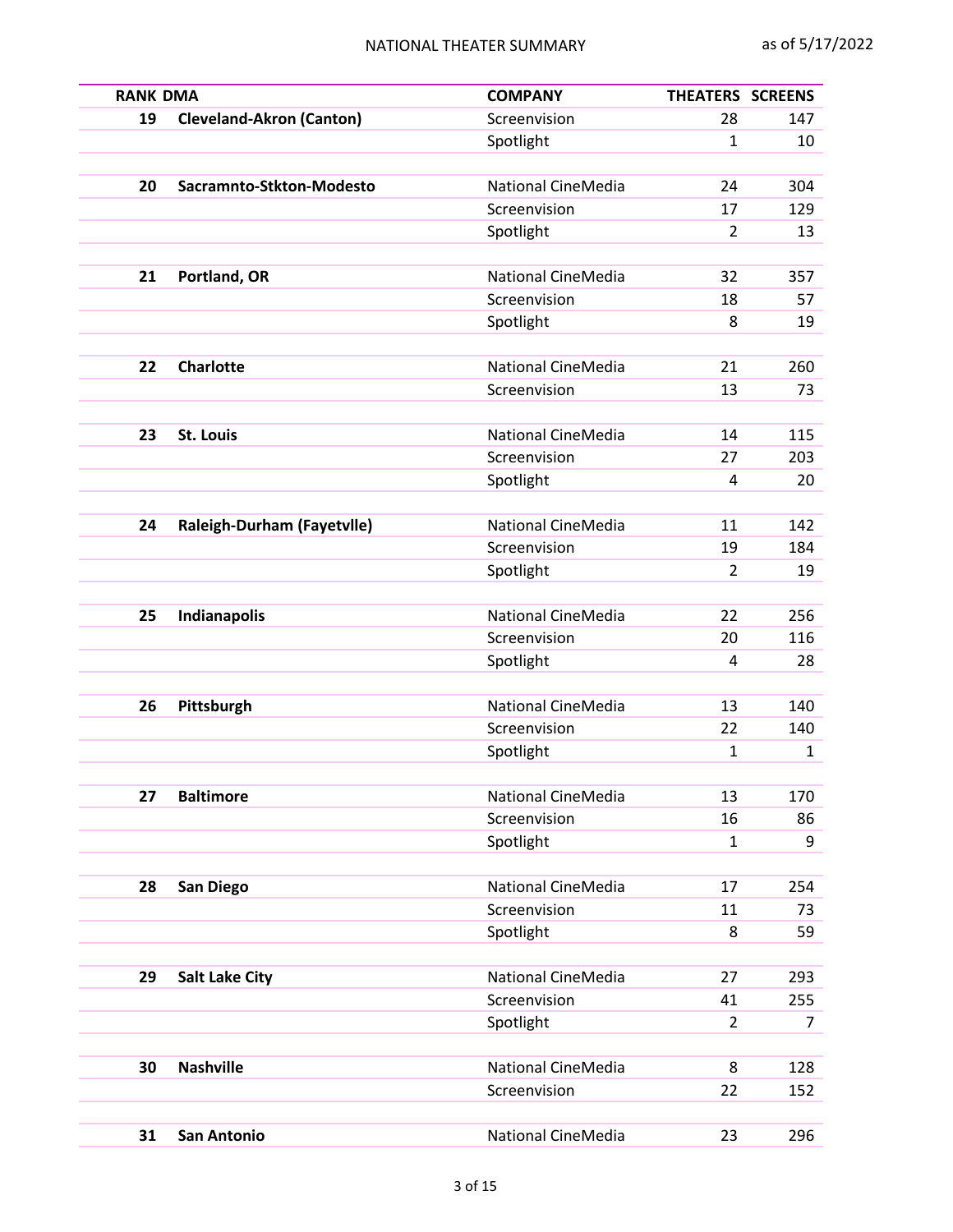| RANK | DMA | COMPANY | THEATERS | SCREENS |
|---|---|---|---|---|
| 19 | **Cleveland-Akron (Canton)** | Screenvision | 28 | 147 |
| | | Spotlight | 1 | 10 |
| | | | | |
| 20 | **Sacramnto-Stkton-Modesto** | National CineMedia | 24 | 304 |
| | | Screenvision | 17 | 129 |
| | | Spotlight | 2 | 13 |
| | | | | |
| 21 | **Portland, OR** | National CineMedia | 32 | 357 |
| | | Screenvision | 18 | 57 |
| | | Spotlight | 8 | 19 |
| | | | | |
| 22 | **Charlotte** | National CineMedia | 21 | 260 |
| | | Screenvision | 13 | 73 |
| | | | | |
| 23 | **St. Louis** | National CineMedia | 14 | 115 |
| | | Screenvision | 27 | 203 |
| | | Spotlight | 4 | 20 |
| | | | | |
| 24 | **Raleigh-Durham (Fayetvlle)** | National CineMedia | 11 | 142 |
| | | Screenvision | 19 | 184 |
| | | Spotlight | 2 | 19 |
| | | | | |
| 25 | **Indianapolis** | National CineMedia | 22 | 256 |
| | | Screenvision | 20 | 116 |
| | | Spotlight | 4 | 28 |
| | | | | |
| 26 | **Pittsburgh** | National CineMedia | 13 | 140 |
| | | Screenvision | 22 | 140 |
| | | Spotlight | 1 | 1 |
| | | | | |
| 27 | **Baltimore** | National CineMedia | 13 | 170 |
| | | Screenvision | 16 | 86 |
| | | Spotlight | 1 | 9 |
| | | | | |
| 28 | **San Diego** | National CineMedia | 17 | 254 |
| | | Screenvision | 11 | 73 |
| | | Spotlight | 8 | 59 |
| | | | | |
| 29 | **Salt Lake City** | National CineMedia | 27 | 293 |
| | | Screenvision | 41 | 255 |
| | | Spotlight | 2 | 7 |
| | | | | |
| 30 | **Nashville** | National CineMedia | 8 | 128 |
| | | Screenvision | 22 | 152 |
| | | | | |
| 31 | **San Antonio** | National CineMedia | 23 | 296 |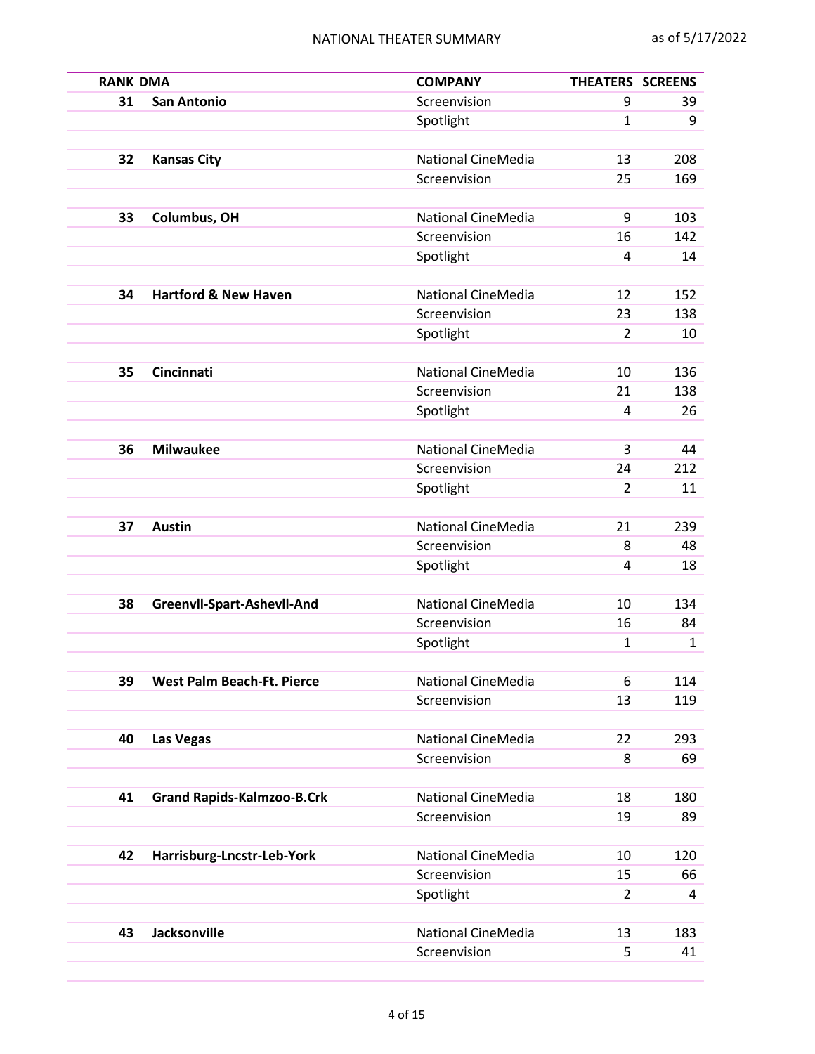| RANK | DMA | COMPANY | THEATERS | SCREENS |
|---|---|---|---|---|
| 31 | **San Antonio** | Screenvision | 9 | 39 |
| | | Spotlight | 1 | 9 |
| 32 | **Kansas City** | National CineMedia | 13 | 208 |
| | | Screenvision | 25 | 169 |
| 33 | **Columbus, OH** | National CineMedia | 9 | 103 |
| | | Screenvision | 16 | 142 |
| | | Spotlight | 4 | 14 |
| 34 | **Hartford & New Haven** | National CineMedia | 12 | 152 |
| | | Screenvision | 23 | 138 |
| | | Spotlight | 2 | 10 |
| 35 | **Cincinnati** | National CineMedia | 10 | 136 |
| | | Screenvision | 21 | 138 |
| | | Spotlight | 4 | 26 |
| 36 | **Milwaukee** | National CineMedia | 3 | 44 |
| | | Screenvision | 24 | 212 |
| | | Spotlight | 2 | 11 |
| 37 | **Austin** | National CineMedia | 21 | 239 |
| | | Screenvision | 8 | 48 |
| | | Spotlight | 4 | 18 |
| 38 | **Greenvll-Spart-Ashevll-And** | National CineMedia | 10 | 134 |
| | | Screenvision | 16 | 84 |
| | | Spotlight | 1 | 1 |
| 39 | **West Palm Beach-Ft. Pierce** | National CineMedia | 6 | 114 |
| | | Screenvision | 13 | 119 |
| 40 | **Las Vegas** | National CineMedia | 22 | 293 |
| | | Screenvision | 8 | 69 |
| 41 | **Grand Rapids-Kalmzoo-B.Crk** | National CineMedia | 18 | 180 |
| | | Screenvision | 19 | 89 |
| 42 | **Harrisburg-Lncstr-Leb-York** | National CineMedia | 10 | 120 |
| | | Screenvision | 15 | 66 |
| | | Spotlight | 2 | 4 |
| 43 | **Jacksonville** | National CineMedia | 13 | 183 |
| | | Screenvision | 5 | 41 |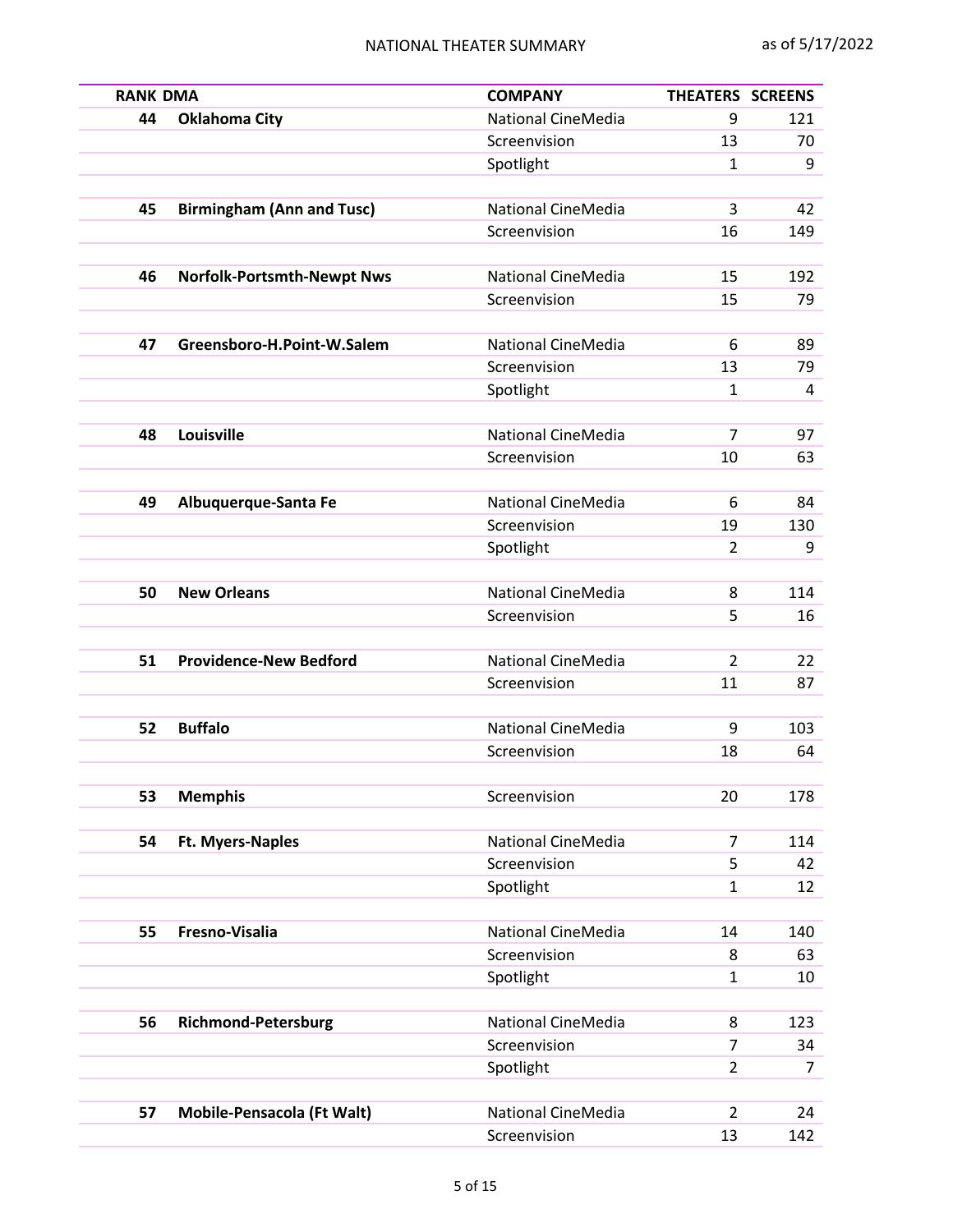# NATIONAL THEATER SUMMARY

as of 5/17/2022

| RANK | DMA | COMPANY | THEATERS | SCREENS |
|---|---|---|---|---|
| 44 | **Oklahoma City** | National CineMedia | 9 | 121 |
| | | Screenvision | 13 | 70 |
| | | Spotlight | 1 | 9 |
| 45 | **Birmingham (Ann and Tusc)** | National CineMedia | 3 | 42 |
| | | Screenvision | 16 | 149 |
| 46 | **Norfolk-Portsmth-Newpt Nws** | National CineMedia | 15 | 192 |
| | | Screenvision | 15 | 79 |
| 47 | **Greensboro-H.Point-W.Salem** | National CineMedia | 6 | 89 |
| | | Screenvision | 13 | 79 |
| | | Spotlight | 1 | 4 |
| 48 | **Louisville** | National CineMedia | 7 | 97 |
| | | Screenvision | 10 | 63 |
| 49 | **Albuquerque-Santa Fe** | National CineMedia | 6 | 84 |
| | | Screenvision | 19 | 130 |
| | | Spotlight | 2 | 9 |
| 50 | **New Orleans** | National CineMedia | 8 | 114 |
| | | Screenvision | 5 | 16 |
| 51 | **Providence-New Bedford** | National CineMedia | 2 | 22 |
| | | Screenvision | 11 | 87 |
| 52 | **Buffalo** | National CineMedia | 9 | 103 |
| | | Screenvision | 18 | 64 |
| 53 | **Memphis** | Screenvision | 20 | 178 |
| 54 | **Ft. Myers-Naples** | National CineMedia | 7 | 114 |
| | | Screenvision | 5 | 42 |
| | | Spotlight | 1 | 12 |
| 55 | **Fresno-Visalia** | National CineMedia | 14 | 140 |
| | | Screenvision | 8 | 63 |
| | | Spotlight | 1 | 10 |
| 56 | **Richmond-Petersburg** | National CineMedia | 8 | 123 |
| | | Screenvision | 7 | 34 |
| | | Spotlight | 2 | 7 |
| 57 | **Mobile-Pensacola (Ft Walt)** | National CineMedia | 2 | 24 |
| | | Screenvision | 13 | 142 |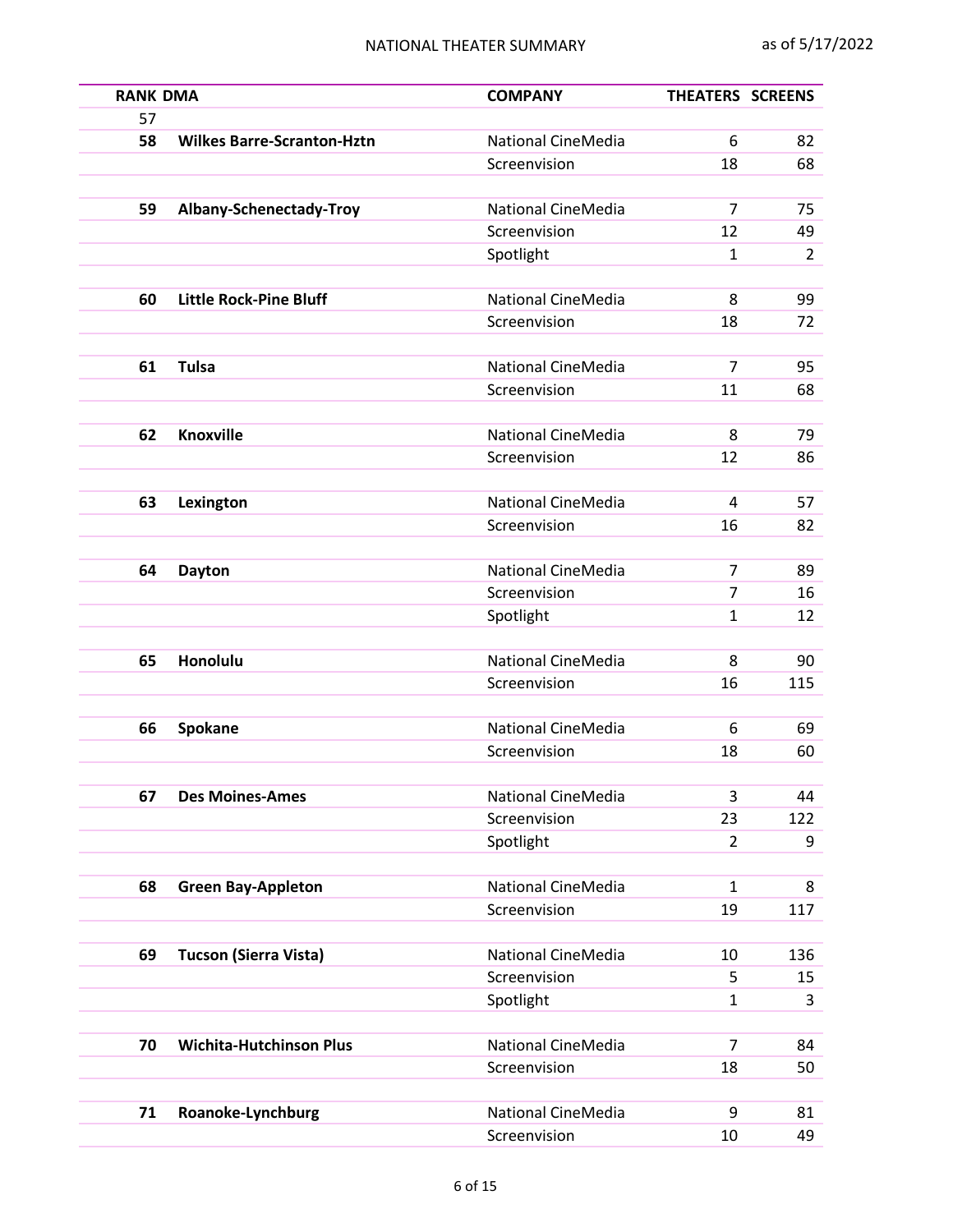| RANK | DMA | COMPANY | THEATERS | SCREENS |
|---|---|---|---|---|
| 57 | | | | |
| **58** | **Wilkes Barre-Scranton-Hztn** | National CineMedia | 6 | 82 |
| | | Screenvision | 18 | 68 |
| **59** | **Albany-Schenectady-Troy** | National CineMedia | 7 | 75 |
| | | Screenvision | 12 | 49 |
| | | Spotlight | 1 | 2 |
| **60** | **Little Rock-Pine Bluff** | National CineMedia | 8 | 99 |
| | | Screenvision | 18 | 72 |
| **61** | **Tulsa** | National CineMedia | 7 | 95 |
| | | Screenvision | 11 | 68 |
| **62** | **Knoxville** | National CineMedia | 8 | 79 |
| | | Screenvision | 12 | 86 |
| **63** | **Lexington** | National CineMedia | 4 | 57 |
| | | Screenvision | 16 | 82 |
| **64** | **Dayton** | National CineMedia | 7 | 89 |
| | | Screenvision | 7 | 16 |
| | | Spotlight | 1 | 12 |
| **65** | **Honolulu** | National CineMedia | 8 | 90 |
| | | Screenvision | 16 | 115 |
| **66** | **Spokane** | National CineMedia | 6 | 69 |
| | | Screenvision | 18 | 60 |
| **67** | **Des Moines-Ames** | National CineMedia | 3 | 44 |
| | | Screenvision | 23 | 122 |
| | | Spotlight | 2 | 9 |
| **68** | **Green Bay-Appleton** | National CineMedia | 1 | 8 |
| | | Screenvision | 19 | 117 |
| **69** | **Tucson (Sierra Vista)** | National CineMedia | 10 | 136 |
| | | Screenvision | 5 | 15 |
| | | Spotlight | 1 | 3 |
| **70** | **Wichita-Hutchinson Plus** | National CineMedia | 7 | 84 |
| | | Screenvision | 18 | 50 |
| **71** | **Roanoke-Lynchburg** | National CineMedia | 9 | 81 |
| | | Screenvision | 10 | 49 |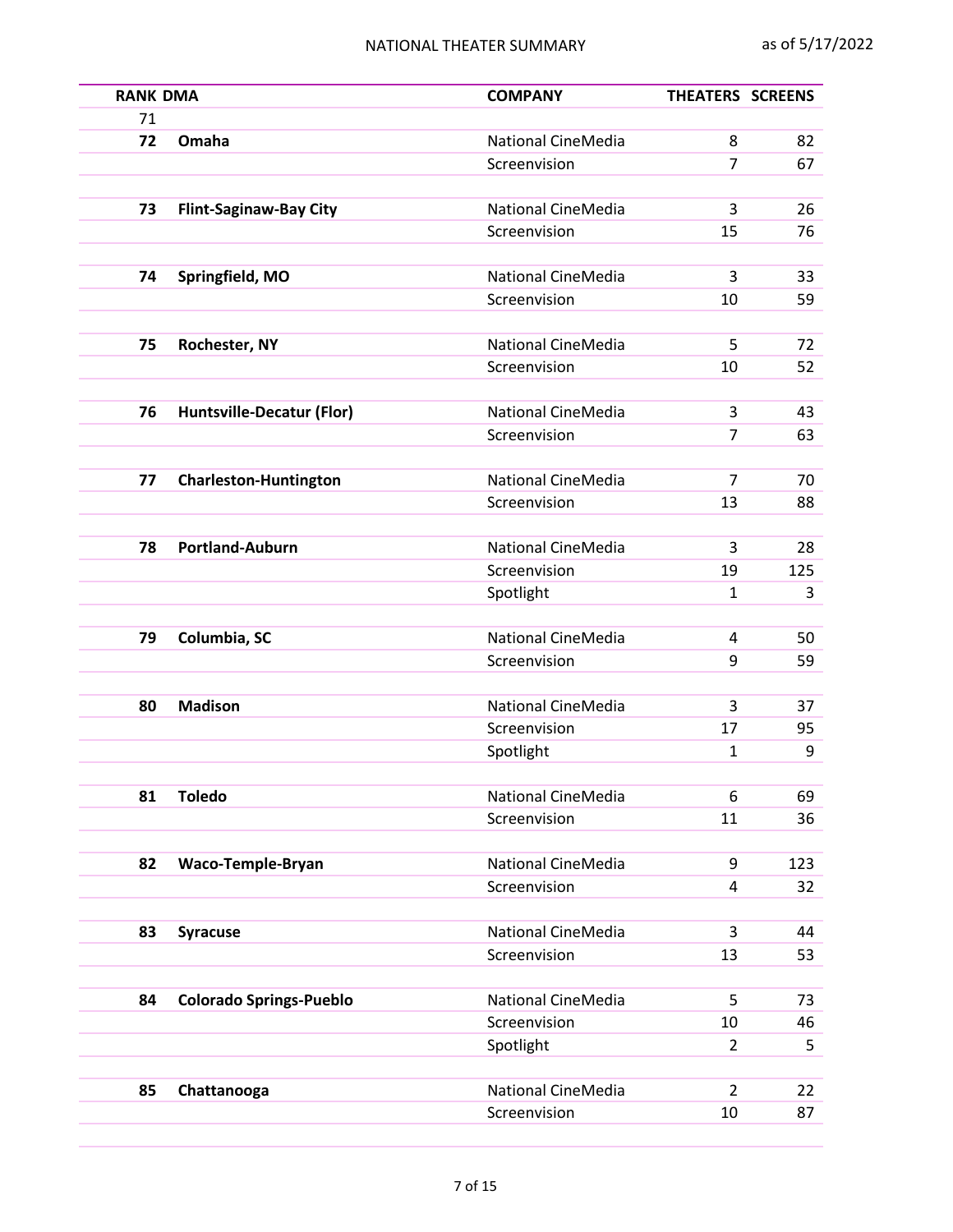NATIONAL THEATER SUMMARY

as of 5/17/2022

| RANK | DMA | COMPANY | THEATERS | SCREENS |
|---|---|---|---|---|
| 71 | | | | |
| 72 | **Omaha** | National CineMedia | 8 | 82 |
| | | Screenvision | 7 | 67 |
| 73 | **Flint-Saginaw-Bay City** | National CineMedia | 3 | 26 |
| | | Screenvision | 15 | 76 |
| 74 | **Springfield, MO** | National CineMedia | 3 | 33 |
| | | Screenvision | 10 | 59 |
| 75 | **Rochester, NY** | National CineMedia | 5 | 72 |
| | | Screenvision | 10 | 52 |
| 76 | **Huntsville-Decatur (Flor)** | National CineMedia | 3 | 43 |
| | | Screenvision | 7 | 63 |
| 77 | **Charleston-Huntington** | National CineMedia | 7 | 70 |
| | | Screenvision | 13 | 88 |
| 78 | **Portland-Auburn** | National CineMedia | 3 | 28 |
| | | Screenvision | 19 | 125 |
| | | Spotlight | 1 | 3 |
| 79 | **Columbia, SC** | National CineMedia | 4 | 50 |
| | | Screenvision | 9 | 59 |
| 80 | **Madison** | National CineMedia | 3 | 37 |
| | | Screenvision | 17 | 95 |
| | | Spotlight | 1 | 9 |
| 81 | **Toledo** | National CineMedia | 6 | 69 |
| | | Screenvision | 11 | 36 |
| 82 | **Waco-Temple-Bryan** | National CineMedia | 9 | 123 |
| | | Screenvision | 4 | 32 |
| 83 | **Syracuse** | National CineMedia | 3 | 44 |
| | | Screenvision | 13 | 53 |
| 84 | **Colorado Springs-Pueblo** | National CineMedia | 5 | 73 |
| | | Screenvision | 10 | 46 |
| | | Spotlight | 2 | 5 |
| 85 | **Chattanooga** | National CineMedia | 2 | 22 |
| | | Screenvision | 10 | 87 |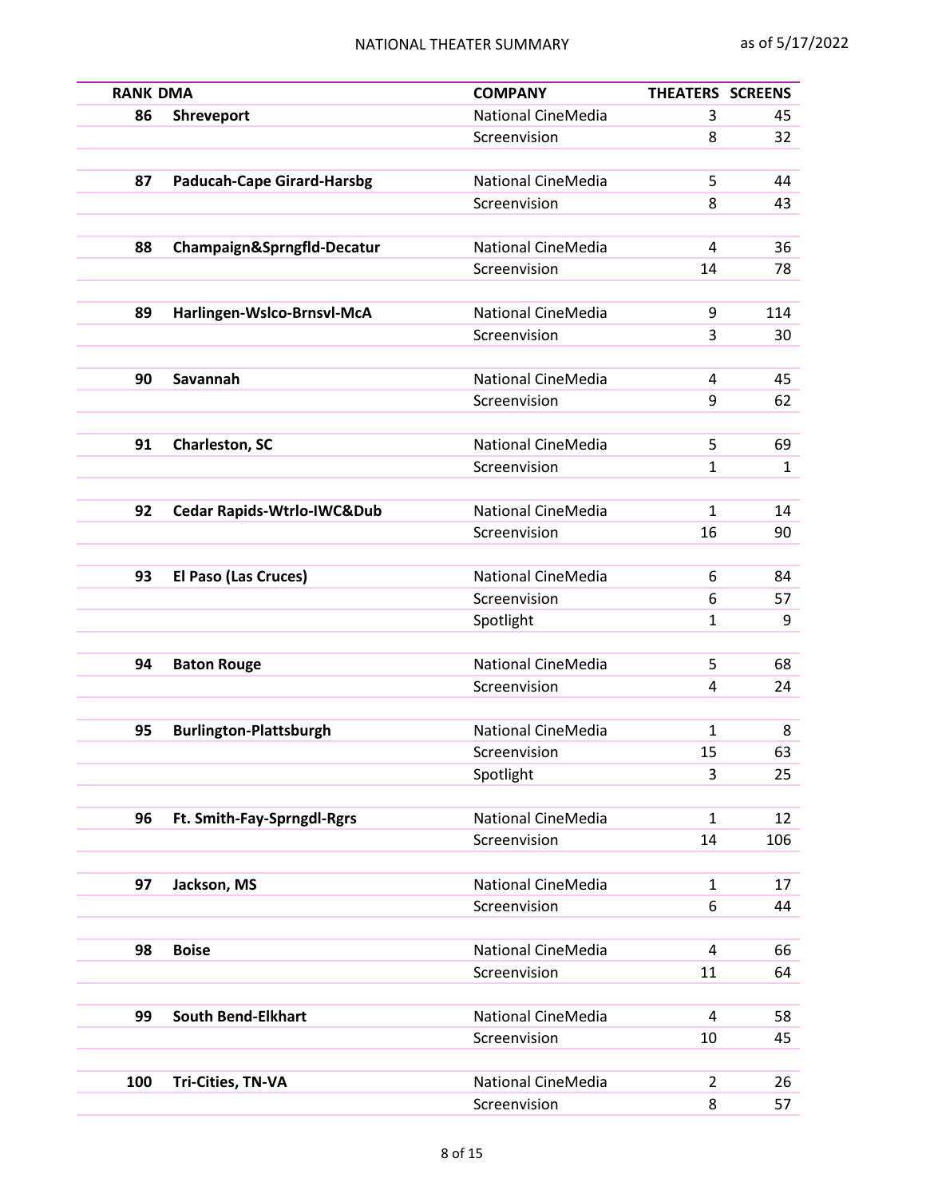| RANK | DMA | COMPANY | THEATERS | SCREENS |
|---|---|---|---|---|
| 86 | **Shreveport** | National CineMedia | 3 | 45 |
| | | Screenvision | 8 | 32 |
| 87 | **Paducah-Cape Girard-Harsbg** | National CineMedia | 5 | 44 |
| | | Screenvision | 8 | 43 |
| 88 | **Champaign&Sprngfld-Decatur** | National CineMedia | 4 | 36 |
| | | Screenvision | 14 | 78 |
| 89 | **Harlingen-Wslco-Brnsvl-McA** | National CineMedia | 9 | 114 |
| | | Screenvision | 3 | 30 |
| 90 | **Savannah** | National CineMedia | 4 | 45 |
| | | Screenvision | 9 | 62 |
| 91 | **Charleston, SC** | National CineMedia | 5 | 69 |
| | | Screenvision | 1 | 1 |
| 92 | **Cedar Rapids-Wtrlo-IWC&Dub** | National CineMedia | 1 | 14 |
| | | Screenvision | 16 | 90 |
| 93 | **El Paso (Las Cruces)** | National CineMedia | 6 | 84 |
| | | Screenvision | 6 | 57 |
| | | Spotlight | 1 | 9 |
| 94 | **Baton Rouge** | National CineMedia | 5 | 68 |
| | | Screenvision | 4 | 24 |
| 95 | **Burlington-Plattsburgh** | National CineMedia | 1 | 8 |
| | | Screenvision | 15 | 63 |
| | | Spotlight | 3 | 25 |
| 96 | **Ft. Smith-Fay-Sprngdl-Rgrs** | National CineMedia | 1 | 12 |
| | | Screenvision | 14 | 106 |
| 97 | **Jackson, MS** | National CineMedia | 1 | 17 |
| | | Screenvision | 6 | 44 |
| 98 | **Boise** | National CineMedia | 4 | 66 |
| | | Screenvision | 11 | 64 |
| 99 | **South Bend-Elkhart** | National CineMedia | 4 | 58 |
| | | Screenvision | 10 | 45 |
| 100 | **Tri-Cities, TN-VA** | National CineMedia | 2 | 26 |
| | | Screenvision | 8 | 57 |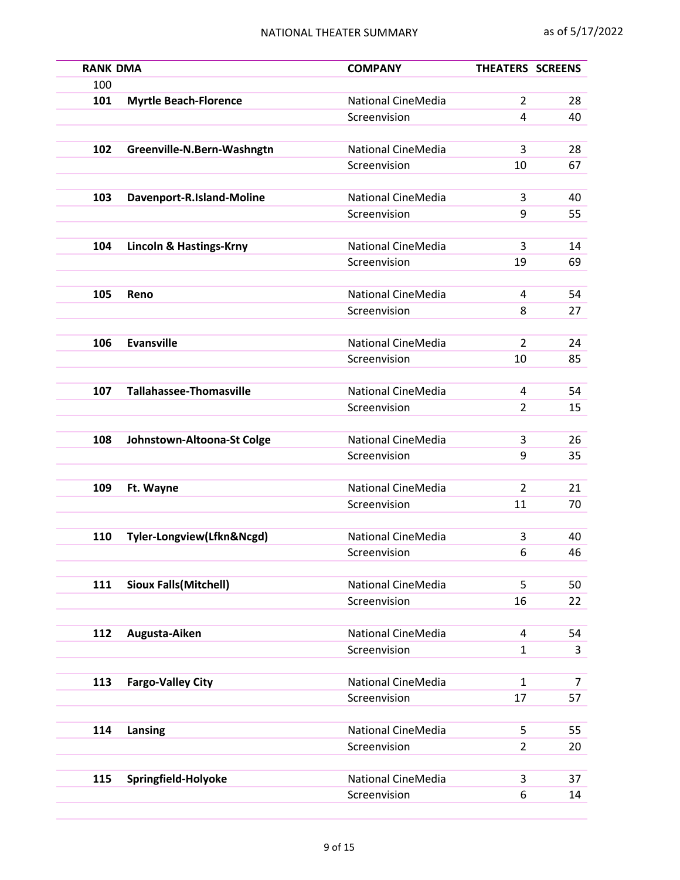| RANK | DMA | COMPANY | THEATERS | SCREENS |
|---|---|---|---|---|
| 100 | | | | |
| **101** | **Myrtle Beach-Florence** | National CineMedia | 2 | 28 |
| | | Screenvision | 4 | 40 |
| **102** | **Greenville-N.Bern-Washngtn** | National CineMedia | 3 | 28 |
| | | Screenvision | 10 | 67 |
| **103** | **Davenport-R.Island-Moline** | National CineMedia | 3 | 40 |
| | | Screenvision | 9 | 55 |
| **104** | **Lincoln & Hastings-Krny** | National CineMedia | 3 | 14 |
| | | Screenvision | 19 | 69 |
| **105** | **Reno** | National CineMedia | 4 | 54 |
| | | Screenvision | 8 | 27 |
| **106** | **Evansville** | National CineMedia | 2 | 24 |
| | | Screenvision | 10 | 85 |
| **107** | **Tallahassee-Thomasville** | National CineMedia | 4 | 54 |
| | | Screenvision | 2 | 15 |
| **108** | **Johnstown-Altoona-St Colge** | National CineMedia | 3 | 26 |
| | | Screenvision | 9 | 35 |
| **109** | **Ft. Wayne** | National CineMedia | 2 | 21 |
| | | Screenvision | 11 | 70 |
| **110** | **Tyler-Longview(Lfkn&Ncgd)** | National CineMedia | 3 | 40 |
| | | Screenvision | 6 | 46 |
| **111** | **Sioux Falls(Mitchell)** | National CineMedia | 5 | 50 |
| | | Screenvision | 16 | 22 |
| **112** | **Augusta-Aiken** | National CineMedia | 4 | 54 |
| | | Screenvision | 1 | 3 |
| **113** | **Fargo-Valley City** | National CineMedia | 1 | 7 |
| | | Screenvision | 17 | 57 |
| **114** | **Lansing** | National CineMedia | 5 | 55 |
| | | Screenvision | 2 | 20 |
| **115** | **Springfield-Holyoke** | National CineMedia | 3 | 37 |
| | | Screenvision | 6 | 14 |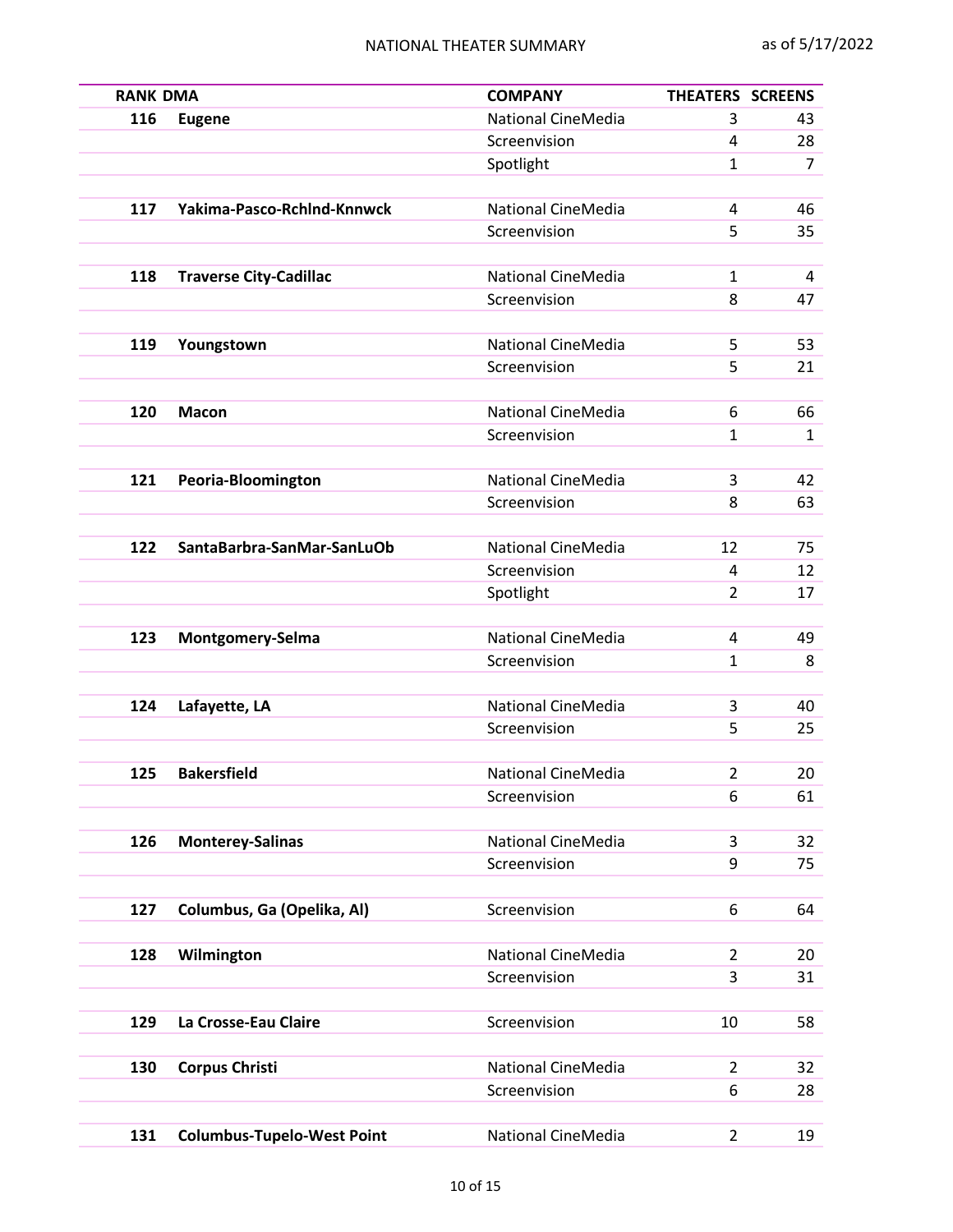| RANK | DMA | COMPANY | THEATERS | SCREENS |
|---|---|---|---|---|
| 116 | **Eugene** | National CineMedia | 3 | 43 |
| | | Screenvision | 4 | 28 |
| | | Spotlight | 1 | 7 |
| 117 | **Yakima-Pasco-Rchlnd-Knnwck** | National CineMedia | 4 | 46 |
| | | Screenvision | 5 | 35 |
| 118 | **Traverse City-Cadillac** | National CineMedia | 1 | 4 |
| | | Screenvision | 8 | 47 |
| 119 | **Youngstown** | National CineMedia | 5 | 53 |
| | | Screenvision | 5 | 21 |
| 120 | **Macon** | National CineMedia | 6 | 66 |
| | | Screenvision | 1 | 1 |
| 121 | **Peoria-Bloomington** | National CineMedia | 3 | 42 |
| | | Screenvision | 8 | 63 |
| 122 | **SantaBarbra-SanMar-SanLuOb** | National CineMedia | 12 | 75 |
| | | Screenvision | 4 | 12 |
| | | Spotlight | 2 | 17 |
| 123 | **Montgomery-Selma** | National CineMedia | 4 | 49 |
| | | Screenvision | 1 | 8 |
| 124 | **Lafayette, LA** | National CineMedia | 3 | 40 |
| | | Screenvision | 5 | 25 |
| 125 | **Bakersfield** | National CineMedia | 2 | 20 |
| | | Screenvision | 6 | 61 |
| 126 | **Monterey-Salinas** | National CineMedia | 3 | 32 |
| | | Screenvision | 9 | 75 |
| 127 | **Columbus, Ga (Opelika, Al)** | Screenvision | 6 | 64 |
| 128 | **Wilmington** | National CineMedia | 2 | 20 |
| | | Screenvision | 3 | 31 |
| 129 | **La Crosse-Eau Claire** | Screenvision | 10 | 58 |
| 130 | **Corpus Christi** | National CineMedia | 2 | 32 |
| | | Screenvision | 6 | 28 |
| 131 | **Columbus-Tupelo-West Point** | National CineMedia | 2 | 19 |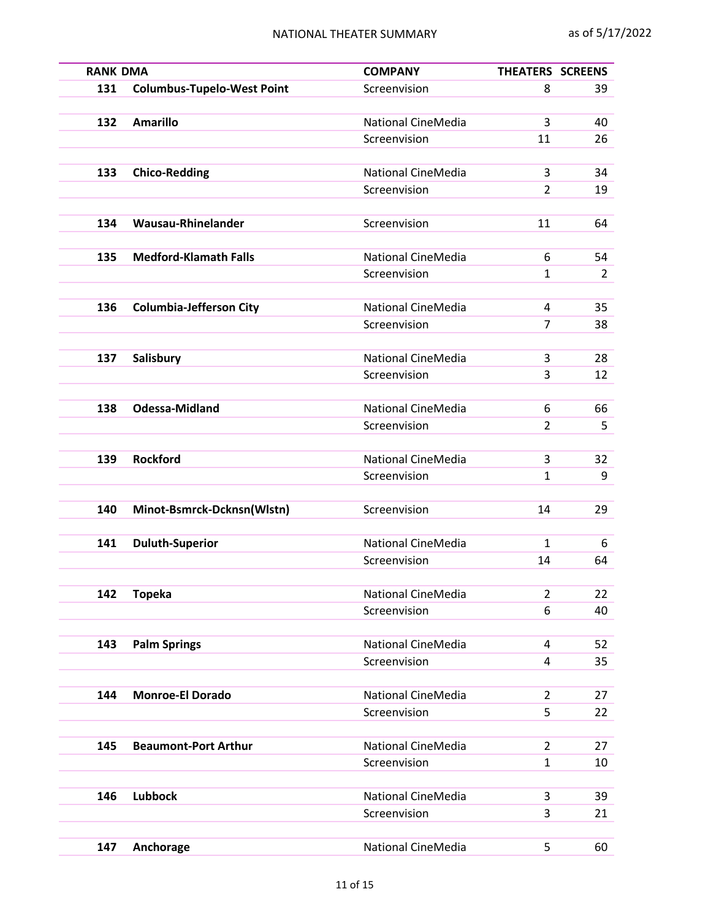| RANK | DMA | COMPANY | THEATERS | SCREENS |
|---|---|---|---|---|
| 131 | **Columbus-Tupelo-West Point** | Screenvision | 8 | 39 |
| 132 | **Amarillo** | National CineMedia | 3 | 40 |
| | | Screenvision | 11 | 26 |
| 133 | **Chico-Redding** | National CineMedia | 3 | 34 |
| | | Screenvision | 2 | 19 |
| 134 | **Wausau-Rhinelander** | Screenvision | 11 | 64 |
| 135 | **Medford-Klamath Falls** | National CineMedia | 6 | 54 |
| | | Screenvision | 1 | 2 |
| 136 | **Columbia-Jefferson City** | National CineMedia | 4 | 35 |
| | | Screenvision | 7 | 38 |
| 137 | **Salisbury** | National CineMedia | 3 | 28 |
| | | Screenvision | 3 | 12 |
| 138 | **Odessa-Midland** | National CineMedia | 6 | 66 |
| | | Screenvision | 2 | 5 |
| 139 | **Rockford** | National CineMedia | 3 | 32 |
| | | Screenvision | 1 | 9 |
| 140 | **Minot-Bsmrck-Dcknsn(Wlstn)** | Screenvision | 14 | 29 |
| 141 | **Duluth-Superior** | National CineMedia | 1 | 6 |
| | | Screenvision | 14 | 64 |
| 142 | **Topeka** | National CineMedia | 2 | 22 |
| | | Screenvision | 6 | 40 |
| 143 | **Palm Springs** | National CineMedia | 4 | 52 |
| | | Screenvision | 4 | 35 |
| 144 | **Monroe-El Dorado** | National CineMedia | 2 | 27 |
| | | Screenvision | 5 | 22 |
| 145 | **Beaumont-Port Arthur** | National CineMedia | 2 | 27 |
| | | Screenvision | 1 | 10 |
| 146 | **Lubbock** | National CineMedia | 3 | 39 |
| | | Screenvision | 3 | 21 |
| 147 | **Anchorage** | National CineMedia | 5 | 60 |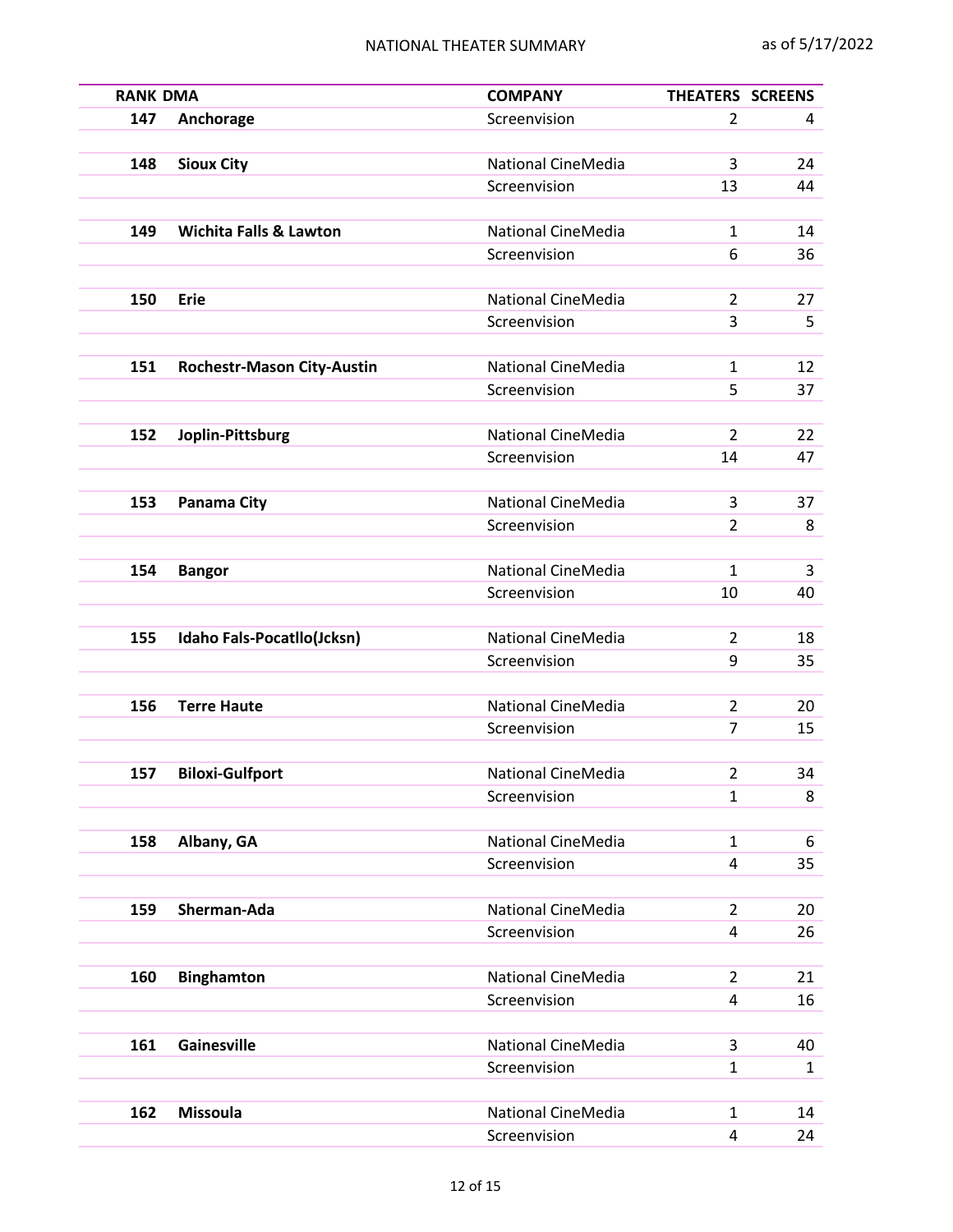| RANK | DMA | COMPANY | THEATERS | SCREENS |
|---|---|---|---|---|
| **147** | **Anchorage** | Screenvision | 2 | 4 |
| **148** | **Sioux City** | National CineMedia | 3 | 24 |
| | | Screenvision | 13 | 44 |
| **149** | **Wichita Falls & Lawton** | National CineMedia | 1 | 14 |
| | | Screenvision | 6 | 36 |
| **150** | **Erie** | National CineMedia | 2 | 27 |
| | | Screenvision | 3 | 5 |
| **151** | **Rochestr-Mason City-Austin** | National CineMedia | 1 | 12 |
| | | Screenvision | 5 | 37 |
| **152** | **Joplin-Pittsburg** | National CineMedia | 2 | 22 |
| | | Screenvision | 14 | 47 |
| **153** | **Panama City** | National CineMedia | 3 | 37 |
| | | Screenvision | 2 | 8 |
| **154** | **Bangor** | National CineMedia | 1 | 3 |
| | | Screenvision | 10 | 40 |
| **155** | **Idaho Fals-Pocatllo(Jcksn)** | National CineMedia | 2 | 18 |
| | | Screenvision | 9 | 35 |
| **156** | **Terre Haute** | National CineMedia | 2 | 20 |
| | | Screenvision | 7 | 15 |
| **157** | **Biloxi-Gulfport** | National CineMedia | 2 | 34 |
| | | Screenvision | 1 | 8 |
| **158** | **Albany, GA** | National CineMedia | 1 | 6 |
| | | Screenvision | 4 | 35 |
| **159** | **Sherman-Ada** | National CineMedia | 2 | 20 |
| | | Screenvision | 4 | 26 |
| **160** | **Binghamton** | National CineMedia | 2 | 21 |
| | | Screenvision | 4 | 16 |
| **161** | **Gainesville** | National CineMedia | 3 | 40 |
| | | Screenvision | 1 | 1 |
| **162** | **Missoula** | National CineMedia | 1 | 14 |
| | | Screenvision | 4 | 24 |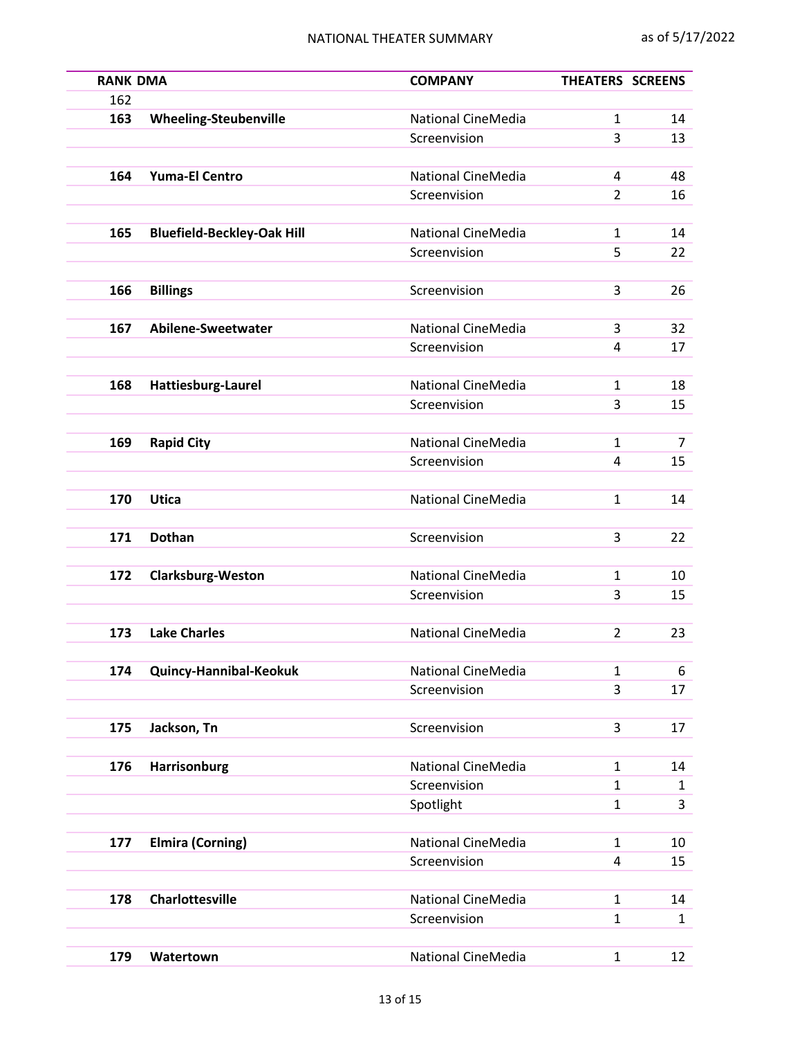| RANK | DMA | COMPANY | THEATERS | SCREENS |
|---|---|---|---|---|
| 162 | | | | |
| **163** | **Wheeling-Steubenville** | National CineMedia | 1 | 14 |
| | | Screenvision | 3 | 13 |
| **164** | **Yuma-El Centro** | National CineMedia | 4 | 48 |
| | | Screenvision | 2 | 16 |
| **165** | **Bluefield-Beckley-Oak Hill** | National CineMedia | 1 | 14 |
| | | Screenvision | 5 | 22 |
| **166** | **Billings** | Screenvision | 3 | 26 |
| **167** | **Abilene-Sweetwater** | National CineMedia | 3 | 32 |
| | | Screenvision | 4 | 17 |
| **168** | **Hattiesburg-Laurel** | National CineMedia | 1 | 18 |
| | | Screenvision | 3 | 15 |
| **169** | **Rapid City** | National CineMedia | 1 | 7 |
| | | Screenvision | 4 | 15 |
| **170** | **Utica** | National CineMedia | 1 | 14 |
| **171** | **Dothan** | Screenvision | 3 | 22 |
| **172** | **Clarksburg-Weston** | National CineMedia | 1 | 10 |
| | | Screenvision | 3 | 15 |
| **173** | **Lake Charles** | National CineMedia | 2 | 23 |
| **174** | **Quincy-Hannibal-Keokuk** | National CineMedia | 1 | 6 |
| | | Screenvision | 3 | 17 |
| **175** | **Jackson, Tn** | Screenvision | 3 | 17 |
| **176** | **Harrisonburg** | National CineMedia | 1 | 14 |
| | | Screenvision | 1 | 1 |
| | | Spotlight | 1 | 3 |
| **177** | **Elmira (Corning)** | National CineMedia | 1 | 10 |
| | | Screenvision | 4 | 15 |
| **178** | **Charlottesville** | National CineMedia | 1 | 14 |
| | | Screenvision | 1 | 1 |
| **179** | **Watertown** | National CineMedia | 1 | 12 |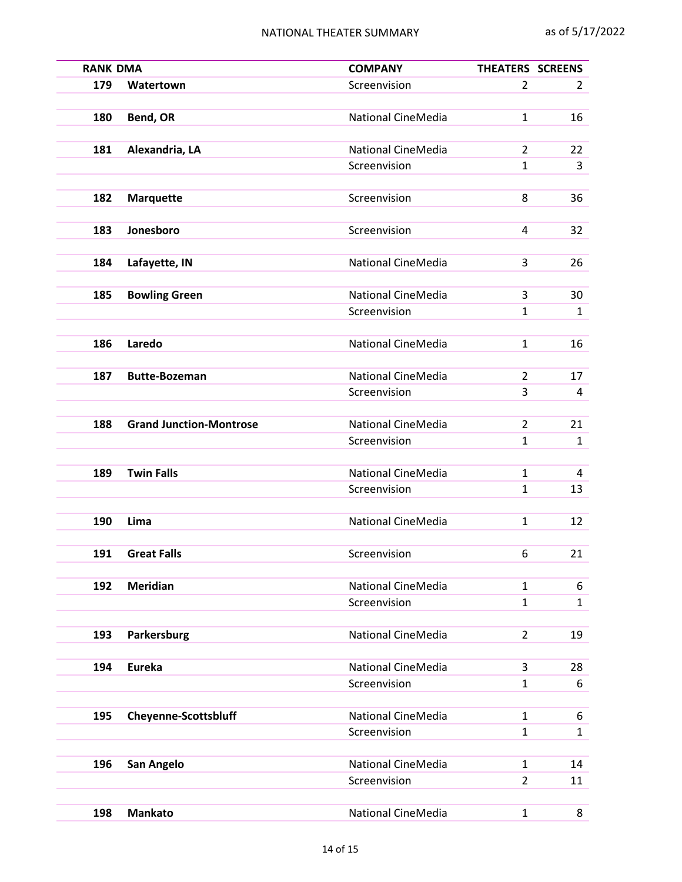| RANK | DMA | COMPANY | THEATERS | SCREENS |
|---|---|---|---|---|
| 179 | **Watertown** | Screenvision | 2 | 2 |
| 180 | **Bend, OR** | National CineMedia | 1 | 16 |
| 181 | **Alexandria, LA** | National CineMedia | 2 | 22 |
| | | Screenvision | 1 | 3 |
| 182 | **Marquette** | Screenvision | 8 | 36 |
| 183 | **Jonesboro** | Screenvision | 4 | 32 |
| 184 | **Lafayette, IN** | National CineMedia | 3 | 26 |
| 185 | **Bowling Green** | National CineMedia | 3 | 30 |
| | | Screenvision | 1 | 1 |
| 186 | **Laredo** | National CineMedia | 1 | 16 |
| 187 | **Butte-Bozeman** | National CineMedia | 2 | 17 |
| | | Screenvision | 3 | 4 |
| 188 | **Grand Junction-Montrose** | National CineMedia | 2 | 21 |
| | | Screenvision | 1 | 1 |
| 189 | **Twin Falls** | National CineMedia | 1 | 4 |
| | | Screenvision | 1 | 13 |
| 190 | **Lima** | National CineMedia | 1 | 12 |
| 191 | **Great Falls** | Screenvision | 6 | 21 |
| 192 | **Meridian** | National CineMedia | 1 | 6 |
| | | Screenvision | 1 | 1 |
| 193 | **Parkersburg** | National CineMedia | 2 | 19 |
| 194 | **Eureka** | National CineMedia | 3 | 28 |
| | | Screenvision | 1 | 6 |
| 195 | **Cheyenne-Scottsbluff** | National CineMedia | 1 | 6 |
| | | Screenvision | 1 | 1 |
| 196 | **San Angelo** | National CineMedia | 1 | 14 |
| | | Screenvision | 2 | 11 |
| 198 | **Mankato** | National CineMedia | 1 | 8 |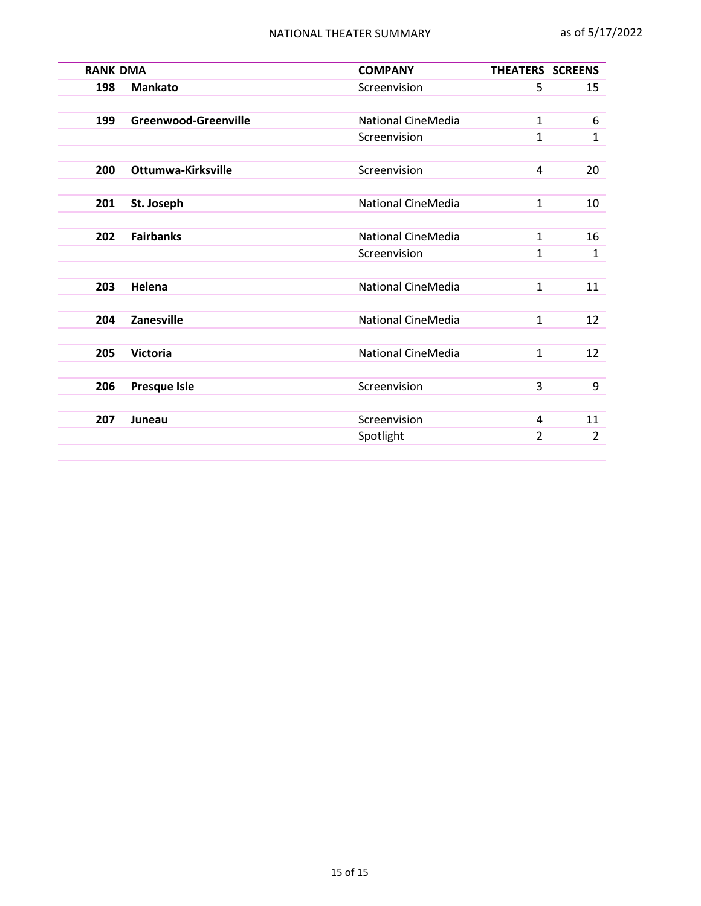| RANK | DMA | COMPANY | THEATERS | SCREENS |
|---|---|---|---|---|
| 198 | **Mankato** | Screenvision | 5 | 15 |
| 199 | **Greenwood-Greenville** | National CineMedia | 1 | 6 |
| | | Screenvision | 1 | 1 |
| 200 | **Ottumwa-Kirksville** | Screenvision | 4 | 20 |
| 201 | **St. Joseph** | National CineMedia | 1 | 10 |
| 202 | **Fairbanks** | National CineMedia | 1 | 16 |
| | | Screenvision | 1 | 1 |
| 203 | **Helena** | National CineMedia | 1 | 11 |
| 204 | **Zanesville** | National CineMedia | 1 | 12 |
| 205 | **Victoria** | National CineMedia | 1 | 12 |
| 206 | **Presque Isle** | Screenvision | 3 | 9 |
| 207 | **Juneau** | Screenvision | 4 | 11 |
| | | Spotlight | 2 | 2 |